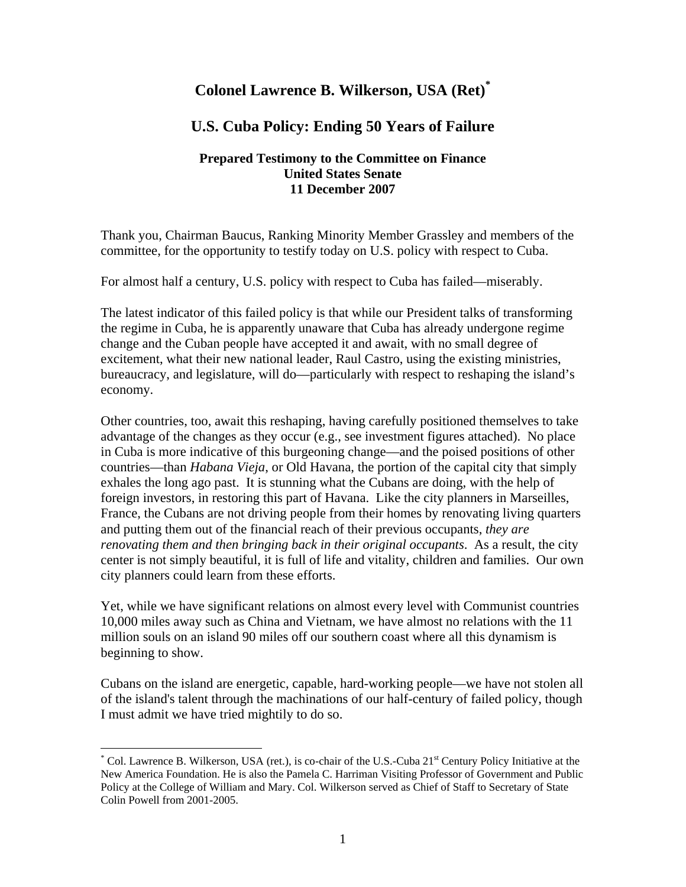# Colonel Lawrence B. Wilkerson, USA (Ret)[*]

## U.S. Cuba Policy: Ending 50 Years of Failure

### Prepared Testimony to the Committee on Finance
### United States Senate
### 11 December 2007

Thank you, Chairman Baucus, Ranking Minority Member Grassley and members of the committee, for the opportunity to testify today on U.S. policy with respect to Cuba.

For almost half a century, U.S. policy with respect to Cuba has failed—miserably.

The latest indicator of this failed policy is that while our President talks of transforming the regime in Cuba, he is apparently unaware that Cuba has already undergone regime change and the Cuban people have accepted it and await, with no small degree of excitement, what their new national leader, Raul Castro, using the existing ministries, bureaucracy, and legislature, will do—particularly with respect to reshaping the island's economy.

Other countries, too, await this reshaping, having carefully positioned themselves to take advantage of the changes as they occur (e.g., see investment figures attached). No place in Cuba is more indicative of this burgeoning change—and the poised positions of other countries—than *Habana Vieja*, or Old Havana, the portion of the capital city that simply exhales the long ago past. It is stunning what the Cubans are doing, with the help of foreign investors, in restoring this part of Havana. Like the city planners in Marseilles, France, the Cubans are not driving people from their homes by renovating living quarters and putting them out of the financial reach of their previous occupants, *they are renovating them and then bringing back in their original occupants*. As a result, the city center is not simply beautiful, it is full of life and vitality, children and families. Our own city planners could learn from these efforts.

Yet, while we have significant relations on almost every level with Communist countries 10,000 miles away such as China and Vietnam, we have almost no relations with the 11 million souls on an island 90 miles off our southern coast where all this dynamism is beginning to show.

Cubans on the island are energetic, capable, hard-working people—we have not stolen all of the island's talent through the machinations of our half-century of failed policy, though I must admit we have tried mightily to do so.

---

[*] Col. Lawrence B. Wilkerson, USA (ret.), is co-chair of the U.S.-Cuba 21st Century Policy Initiative at the New America Foundation. He is also the Pamela C. Harriman Visiting Professor of Government and Public Policy at the College of William and Mary. Col. Wilkerson served as Chief of Staff to Secretary of State Colin Powell from 2001-2005.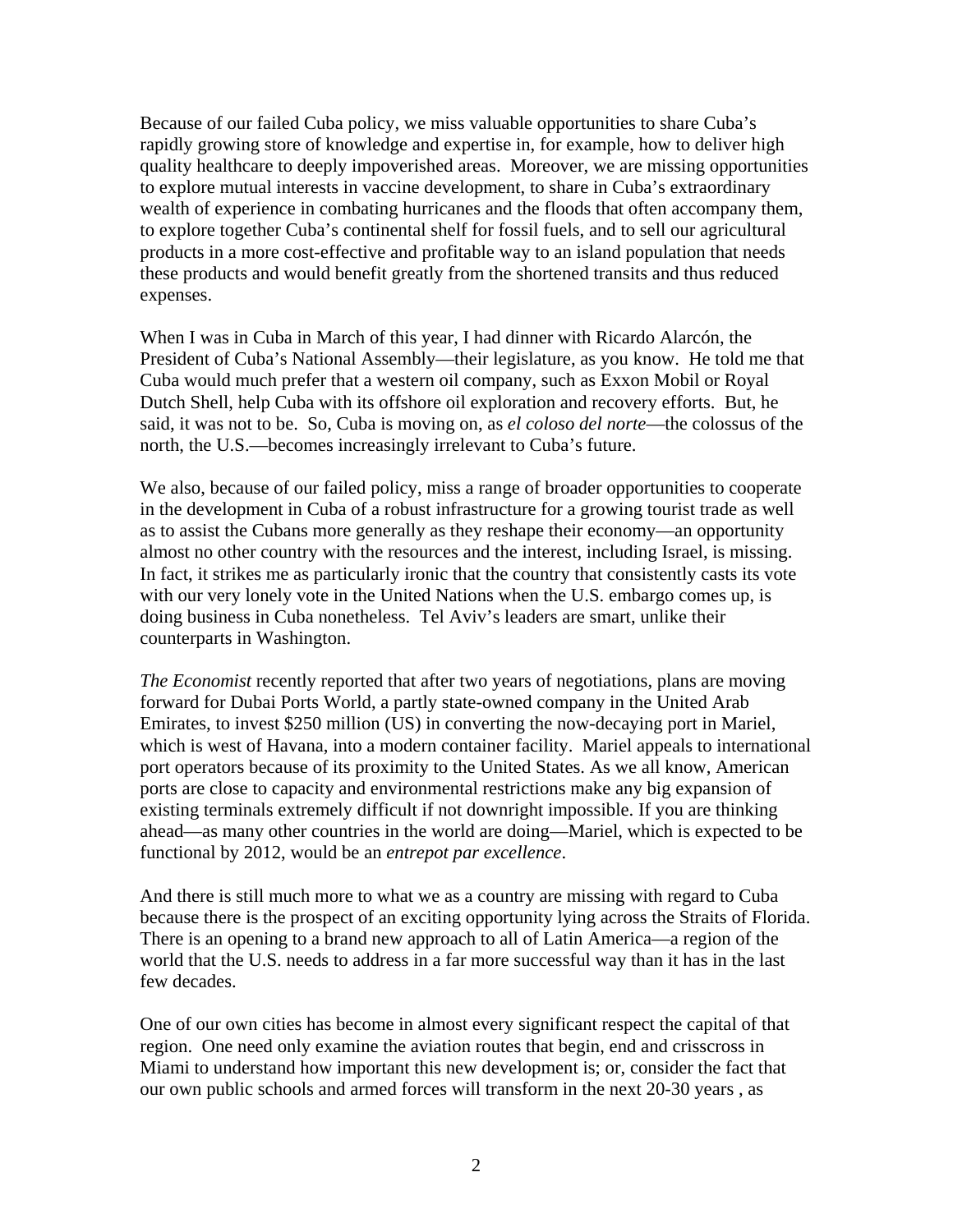Because of our failed Cuba policy, we miss valuable opportunities to share Cuba's rapidly growing store of knowledge and expertise in, for example, how to deliver high quality healthcare to deeply impoverished areas. Moreover, we are missing opportunities to explore mutual interests in vaccine development, to share in Cuba's extraordinary wealth of experience in combating hurricanes and the floods that often accompany them, to explore together Cuba's continental shelf for fossil fuels, and to sell our agricultural products in a more cost-effective and profitable way to an island population that needs these products and would benefit greatly from the shortened transits and thus reduced expenses.

When I was in Cuba in March of this year, I had dinner with Ricardo Alarcón, the President of Cuba's National Assembly—their legislature, as you know. He told me that Cuba would much prefer that a western oil company, such as Exxon Mobil or Royal Dutch Shell, help Cuba with its offshore oil exploration and recovery efforts. But, he said, it was not to be. So, Cuba is moving on, as *el coloso del norte*—the colossus of the north, the U.S.—becomes increasingly irrelevant to Cuba's future.

We also, because of our failed policy, miss a range of broader opportunities to cooperate in the development in Cuba of a robust infrastructure for a growing tourist trade as well as to assist the Cubans more generally as they reshape their economy—an opportunity almost no other country with the resources and the interest, including Israel, is missing. In fact, it strikes me as particularly ironic that the country that consistently casts its vote with our very lonely vote in the United Nations when the U.S. embargo comes up, is doing business in Cuba nonetheless. Tel Aviv's leaders are smart, unlike their counterparts in Washington.

*The Economist* recently reported that after two years of negotiations, plans are moving forward for Dubai Ports World, a partly state-owned company in the United Arab Emirates, to invest $250 million (US) in converting the now-decaying port in Mariel, which is west of Havana, into a modern container facility. Mariel appeals to international port operators because of its proximity to the United States. As we all know, American ports are close to capacity and environmental restrictions make any big expansion of existing terminals extremely difficult if not downright impossible. If you are thinking ahead—as many other countries in the world are doing—Mariel, which is expected to be functional by 2012, would be an *entrepot par excellence*.

And there is still much more to what we as a country are missing with regard to Cuba because there is the prospect of an exciting opportunity lying across the Straits of Florida. There is an opening to a brand new approach to all of Latin America—a region of the world that the U.S. needs to address in a far more successful way than it has in the last few decades.

One of our own cities has become in almost every significant respect the capital of that region. One need only examine the aviation routes that begin, end and crisscross in Miami to understand how important this new development is; or, consider the fact that our own public schools and armed forces will transform in the next 20-30 years , as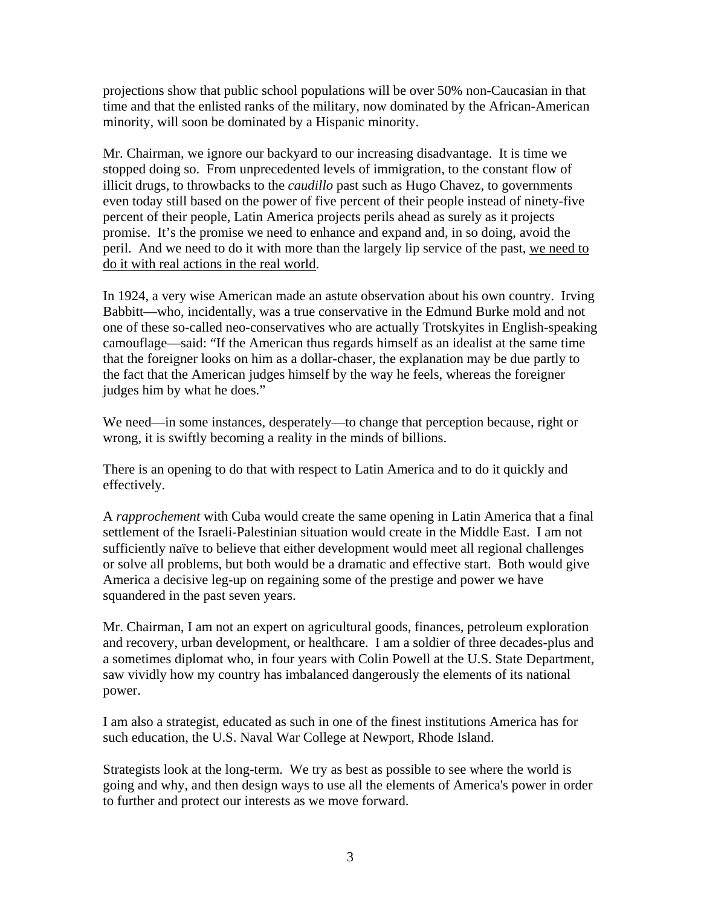projections show that public school populations will be over 50% non-Caucasian in that time and that the enlisted ranks of the military, now dominated by the African-American minority, will soon be dominated by a Hispanic minority.

Mr. Chairman, we ignore our backyard to our increasing disadvantage. It is time we stopped doing so. From unprecedented levels of immigration, to the constant flow of illicit drugs, to throwbacks to the *caudillo* past such as Hugo Chavez, to governments even today still based on the power of five percent of their people instead of ninety-five percent of their people, Latin America projects perils ahead as surely as it projects promise. It's the promise we need to enhance and expand and, in so doing, avoid the peril. And we need to do it with more than the largely lip service of the past, <u>we need to do it with real actions in the real world</u>.

In 1924, a very wise American made an astute observation about his own country. Irving Babbitt—who, incidentally, was a true conservative in the Edmund Burke mold and not one of these so-called neo-conservatives who are actually Trotskyites in English-speaking camouflage—said: "If the American thus regards himself as an idealist at the same time that the foreigner looks on him as a dollar-chaser, the explanation may be due partly to the fact that the American judges himself by the way he feels, whereas the foreigner judges him by what he does."

We need—in some instances, desperately—to change that perception because, right or wrong, it is swiftly becoming a reality in the minds of billions.

There is an opening to do that with respect to Latin America and to do it quickly and effectively.

A *rapprochement* with Cuba would create the same opening in Latin America that a final settlement of the Israeli-Palestinian situation would create in the Middle East. I am not sufficiently naïve to believe that either development would meet all regional challenges or solve all problems, but both would be a dramatic and effective start. Both would give America a decisive leg-up on regaining some of the prestige and power we have squandered in the past seven years.

Mr. Chairman, I am not an expert on agricultural goods, finances, petroleum exploration and recovery, urban development, or healthcare. I am a soldier of three decades-plus and a sometimes diplomat who, in four years with Colin Powell at the U.S. State Department, saw vividly how my country has imbalanced dangerously the elements of its national power.

I am also a strategist, educated as such in one of the finest institutions America has for such education, the U.S. Naval War College at Newport, Rhode Island.

Strategists look at the long-term. We try as best as possible to see where the world is going and why, and then design ways to use all the elements of America's power in order to further and protect our interests as we move forward.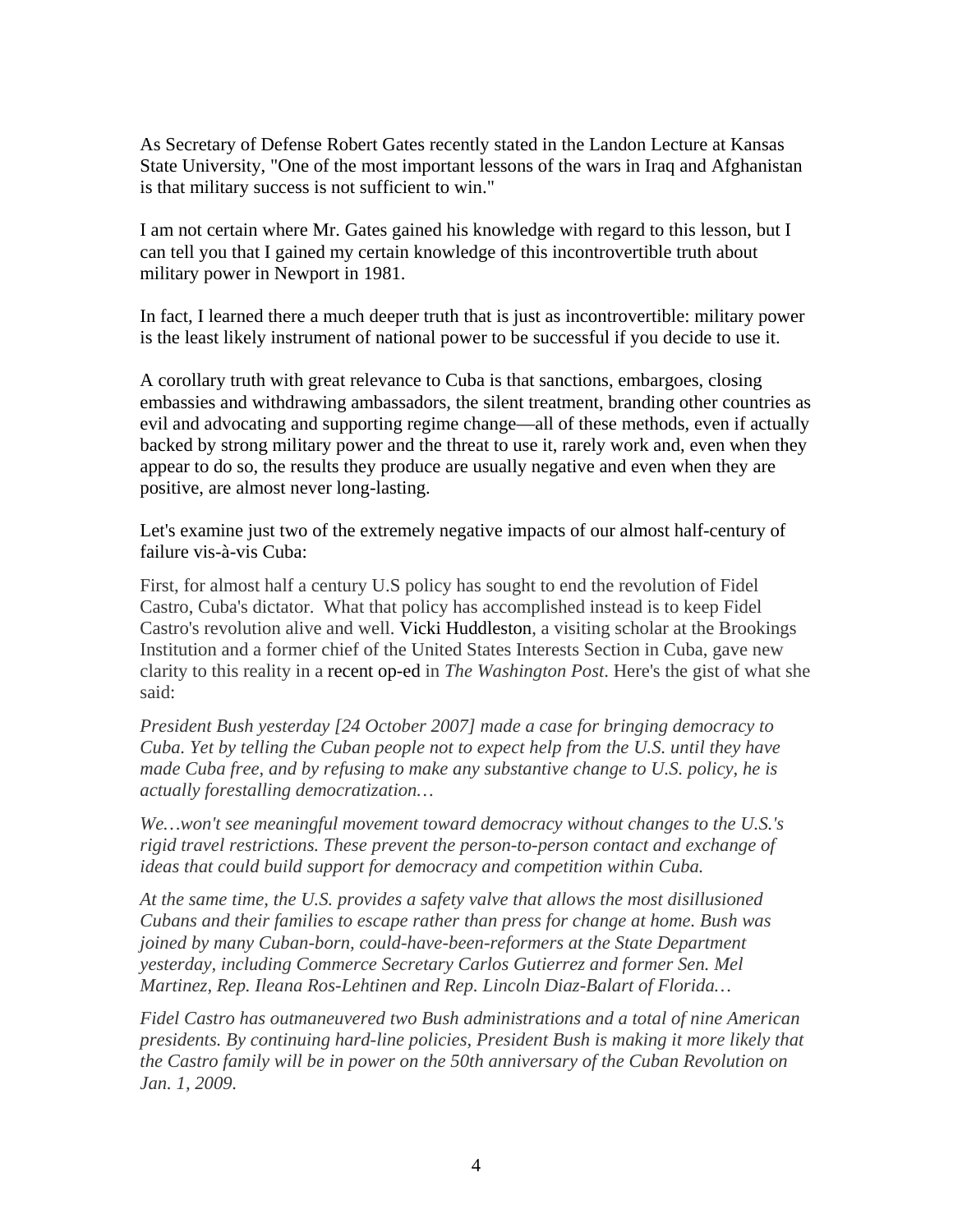As Secretary of Defense Robert Gates recently stated in the Landon Lecture at Kansas State University, "One of the most important lessons of the wars in Iraq and Afghanistan is that military success is not sufficient to win."

I am not certain where Mr. Gates gained his knowledge with regard to this lesson, but I can tell you that I gained my certain knowledge of this incontrovertible truth about military power in Newport in 1981.

In fact, I learned there a much deeper truth that is just as incontrovertible: military power is the least likely instrument of national power to be successful if you decide to use it.

A corollary truth with great relevance to Cuba is that sanctions, embargoes, closing embassies and withdrawing ambassadors, the silent treatment, branding other countries as evil and advocating and supporting regime change—all of these methods, even if actually backed by strong military power and the threat to use it, rarely work and, even when they appear to do so, the results they produce are usually negative and even when they are positive, are almost never long-lasting.

Let's examine just two of the extremely negative impacts of our almost half-century of failure vis-à-vis Cuba:

First, for almost half a century U.S policy has sought to end the revolution of Fidel Castro, Cuba's dictator. What that policy has accomplished instead is to keep Fidel Castro's revolution alive and well. Vicki Huddleston, a visiting scholar at the Brookings Institution and a former chief of the United States Interests Section in Cuba, gave new clarity to this reality in a recent op-ed in *The Washington Post*. Here's the gist of what she said:

*President Bush yesterday [24 October 2007] made a case for bringing democracy to Cuba. Yet by telling the Cuban people not to expect help from the U.S. until they have made Cuba free, and by refusing to make any substantive change to U.S. policy, he is actually forestalling democratization…*

*We…won't see meaningful movement toward democracy without changes to the U.S.'s rigid travel restrictions. These prevent the person-to-person contact and exchange of ideas that could build support for democracy and competition within Cuba.*

*At the same time, the U.S. provides a safety valve that allows the most disillusioned Cubans and their families to escape rather than press for change at home. Bush was joined by many Cuban-born, could-have-been-reformers at the State Department yesterday, including Commerce Secretary Carlos Gutierrez and former Sen. Mel Martinez, Rep. Ileana Ros-Lehtinen and Rep. Lincoln Diaz-Balart of Florida…*

*Fidel Castro has outmaneuvered two Bush administrations and a total of nine American presidents. By continuing hard-line policies, President Bush is making it more likely that the Castro family will be in power on the 50th anniversary of the Cuban Revolution on Jan. 1, 2009.*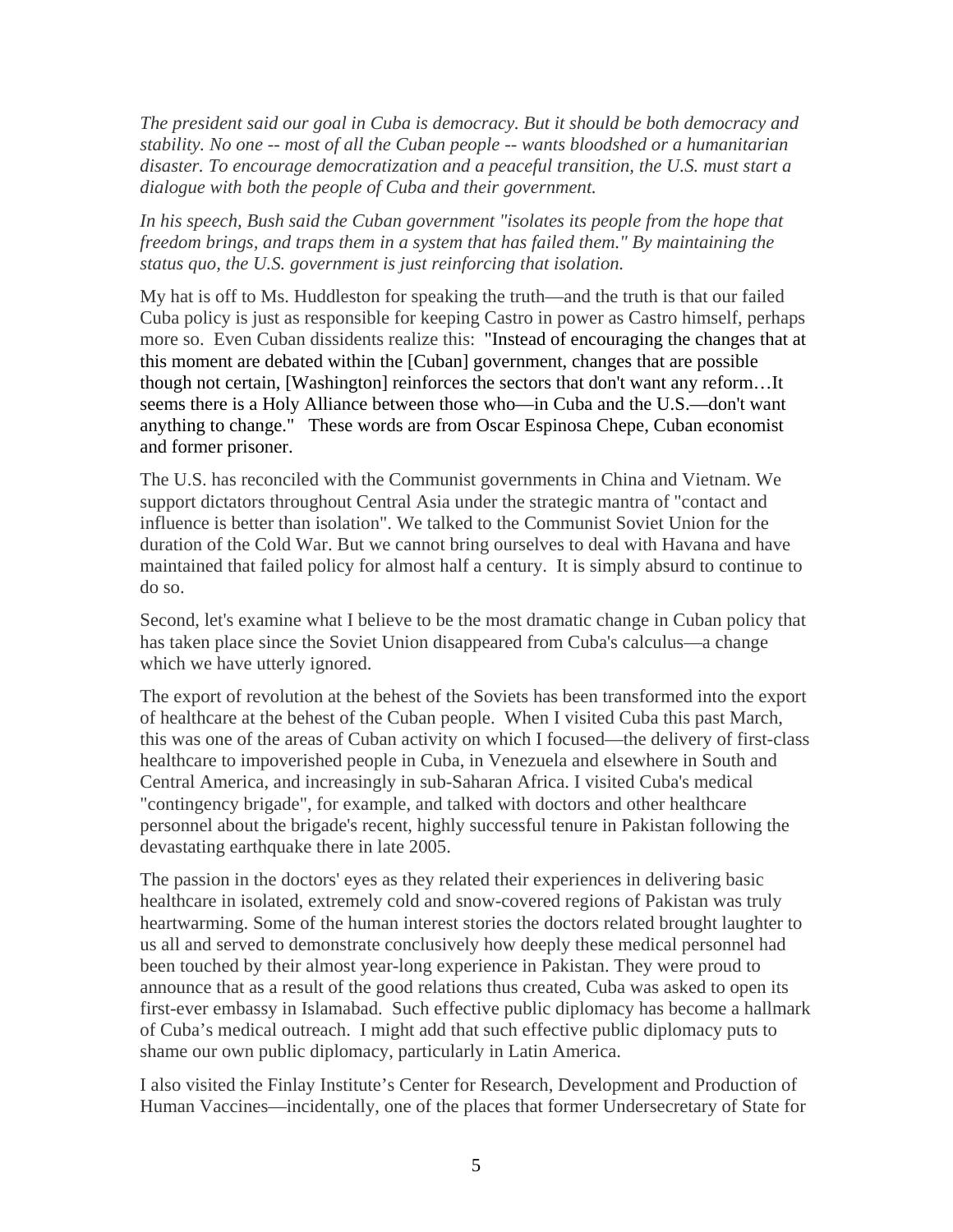*The president said our goal in Cuba is democracy. But it should be both democracy and stability. No one -- most of all the Cuban people -- wants bloodshed or a humanitarian disaster. To encourage democratization and a peaceful transition, the U.S. must start a dialogue with both the people of Cuba and their government.*

*In his speech, Bush said the Cuban government "isolates its people from the hope that freedom brings, and traps them in a system that has failed them." By maintaining the status quo, the U.S. government is just reinforcing that isolation.*

My hat is off to Ms. Huddleston for speaking the truth—and the truth is that our failed Cuba policy is just as responsible for keeping Castro in power as Castro himself, perhaps more so. Even Cuban dissidents realize this: "Instead of encouraging the changes that at this moment are debated within the [Cuban] government, changes that are possible though not certain, [Washington] reinforces the sectors that don't want any reform…It seems there is a Holy Alliance between those who—in Cuba and the U.S.—don't want anything to change." These words are from Oscar Espinosa Chepe, Cuban economist and former prisoner.

The U.S. has reconciled with the Communist governments in China and Vietnam. We support dictators throughout Central Asia under the strategic mantra of "contact and influence is better than isolation". We talked to the Communist Soviet Union for the duration of the Cold War. But we cannot bring ourselves to deal with Havana and have maintained that failed policy for almost half a century. It is simply absurd to continue to do so.

Second, let's examine what I believe to be the most dramatic change in Cuban policy that has taken place since the Soviet Union disappeared from Cuba's calculus—a change which we have utterly ignored.

The export of revolution at the behest of the Soviets has been transformed into the export of healthcare at the behest of the Cuban people. When I visited Cuba this past March, this was one of the areas of Cuban activity on which I focused—the delivery of first-class healthcare to impoverished people in Cuba, in Venezuela and elsewhere in South and Central America, and increasingly in sub-Saharan Africa. I visited Cuba's medical "contingency brigade", for example, and talked with doctors and other healthcare personnel about the brigade's recent, highly successful tenure in Pakistan following the devastating earthquake there in late 2005.

The passion in the doctors' eyes as they related their experiences in delivering basic healthcare in isolated, extremely cold and snow-covered regions of Pakistan was truly heartwarming. Some of the human interest stories the doctors related brought laughter to us all and served to demonstrate conclusively how deeply these medical personnel had been touched by their almost year-long experience in Pakistan. They were proud to announce that as a result of the good relations thus created, Cuba was asked to open its first-ever embassy in Islamabad. Such effective public diplomacy has become a hallmark of Cuba's medical outreach. I might add that such effective public diplomacy puts to shame our own public diplomacy, particularly in Latin America.

I also visited the Finlay Institute's Center for Research, Development and Production of Human Vaccines—incidentally, one of the places that former Undersecretary of State for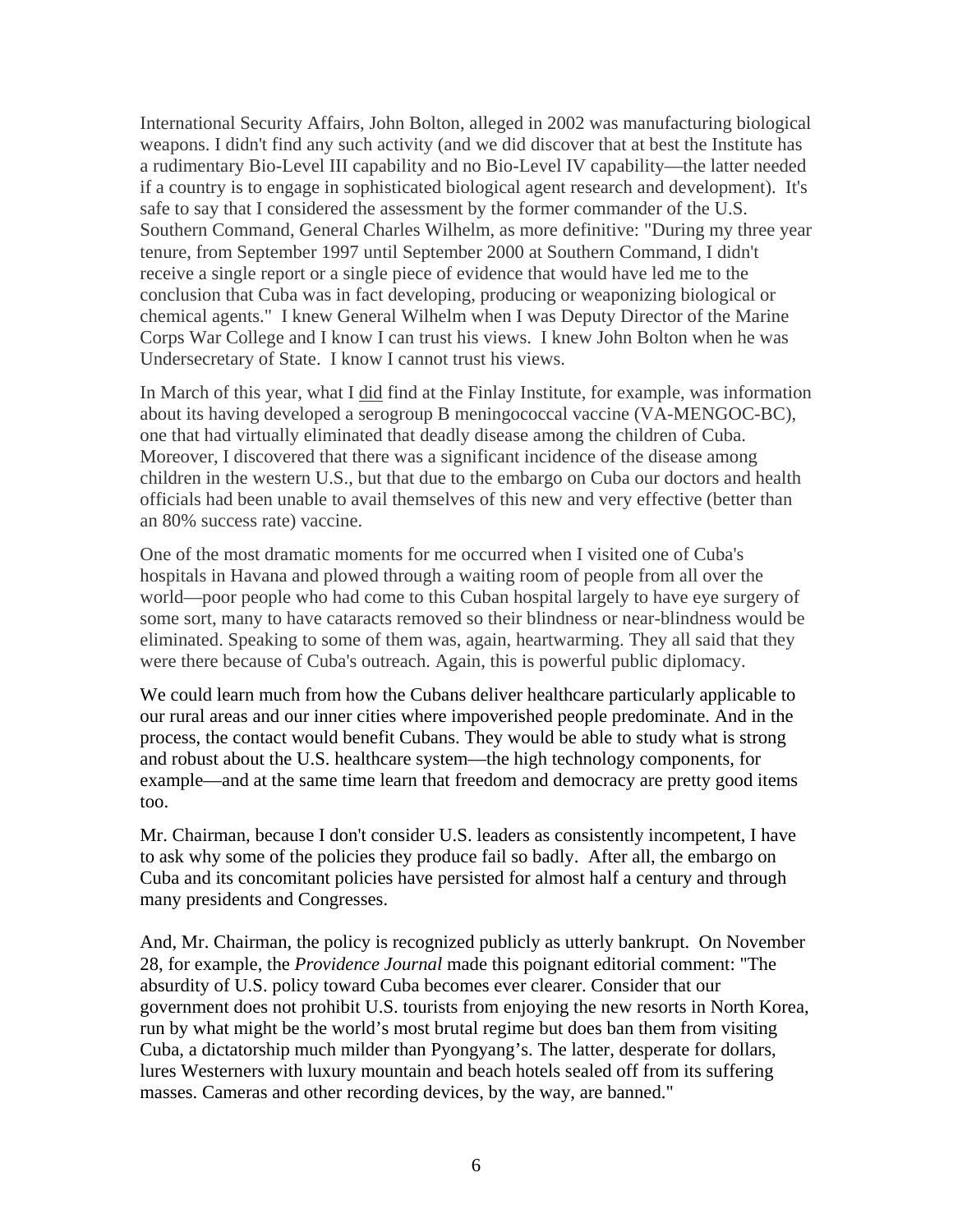International Security Affairs, John Bolton, alleged in 2002 was manufacturing biological weapons. I didn't find any such activity (and we did discover that at best the Institute has a rudimentary Bio-Level III capability and no Bio-Level IV capability—the latter needed if a country is to engage in sophisticated biological agent research and development). It's safe to say that I considered the assessment by the former commander of the U.S. Southern Command, General Charles Wilhelm, as more definitive: "During my three year tenure, from September 1997 until September 2000 at Southern Command, I didn't receive a single report or a single piece of evidence that would have led me to the conclusion that Cuba was in fact developing, producing or weaponizing biological or chemical agents." I knew General Wilhelm when I was Deputy Director of the Marine Corps War College and I know I can trust his views. I knew John Bolton when he was Undersecretary of State. I know I cannot trust his views.

In March of this year, what I <u>did</u> find at the Finlay Institute, for example, was information about its having developed a serogroup B meningococcal vaccine (VA-MENGOC-BC), one that had virtually eliminated that deadly disease among the children of Cuba. Moreover, I discovered that there was a significant incidence of the disease among children in the western U.S., but that due to the embargo on Cuba our doctors and health officials had been unable to avail themselves of this new and very effective (better than an 80% success rate) vaccine.

One of the most dramatic moments for me occurred when I visited one of Cuba's hospitals in Havana and plowed through a waiting room of people from all over the world—poor people who had come to this Cuban hospital largely to have eye surgery of some sort, many to have cataracts removed so their blindness or near-blindness would be eliminated. Speaking to some of them was, again, heartwarming. They all said that they were there because of Cuba's outreach. Again, this is powerful public diplomacy.

We could learn much from how the Cubans deliver healthcare particularly applicable to our rural areas and our inner cities where impoverished people predominate. And in the process, the contact would benefit Cubans. They would be able to study what is strong and robust about the U.S. healthcare system—the high technology components, for example—and at the same time learn that freedom and democracy are pretty good items too.

Mr. Chairman, because I don't consider U.S. leaders as consistently incompetent, I have to ask why some of the policies they produce fail so badly. After all, the embargo on Cuba and its concomitant policies have persisted for almost half a century and through many presidents and Congresses.

And, Mr. Chairman, the policy is recognized publicly as utterly bankrupt. On November 28, for example, the *Providence Journal* made this poignant editorial comment: "The absurdity of U.S. policy toward Cuba becomes ever clearer. Consider that our government does not prohibit U.S. tourists from enjoying the new resorts in North Korea, run by what might be the world's most brutal regime but does ban them from visiting Cuba, a dictatorship much milder than Pyongyang's. The latter, desperate for dollars, lures Westerners with luxury mountain and beach hotels sealed off from its suffering masses. Cameras and other recording devices, by the way, are banned."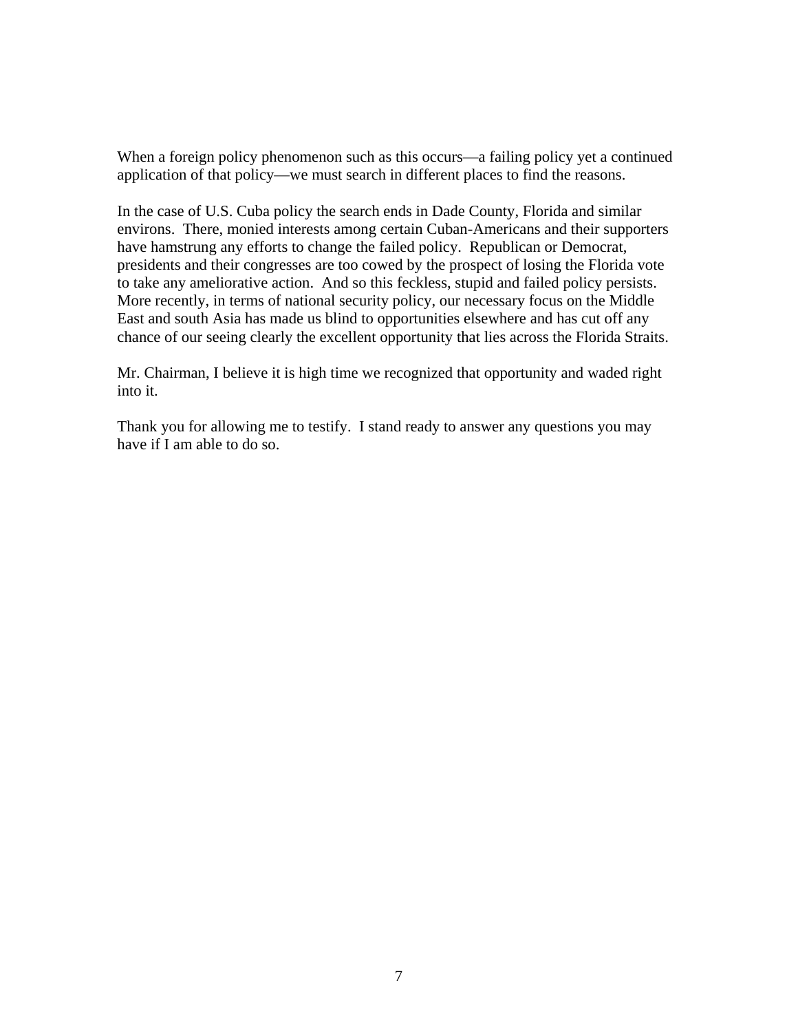When a foreign policy phenomenon such as this occurs—a failing policy yet a continued application of that policy—we must search in different places to find the reasons.

In the case of U.S. Cuba policy the search ends in Dade County, Florida and similar environs. There, monied interests among certain Cuban-Americans and their supporters have hamstrung any efforts to change the failed policy. Republican or Democrat, presidents and their congresses are too cowed by the prospect of losing the Florida vote to take any ameliorative action. And so this feckless, stupid and failed policy persists. More recently, in terms of national security policy, our necessary focus on the Middle East and south Asia has made us blind to opportunities elsewhere and has cut off any chance of our seeing clearly the excellent opportunity that lies across the Florida Straits.

Mr. Chairman, I believe it is high time we recognized that opportunity and waded right into it.

Thank you for allowing me to testify. I stand ready to answer any questions you may have if I am able to do so.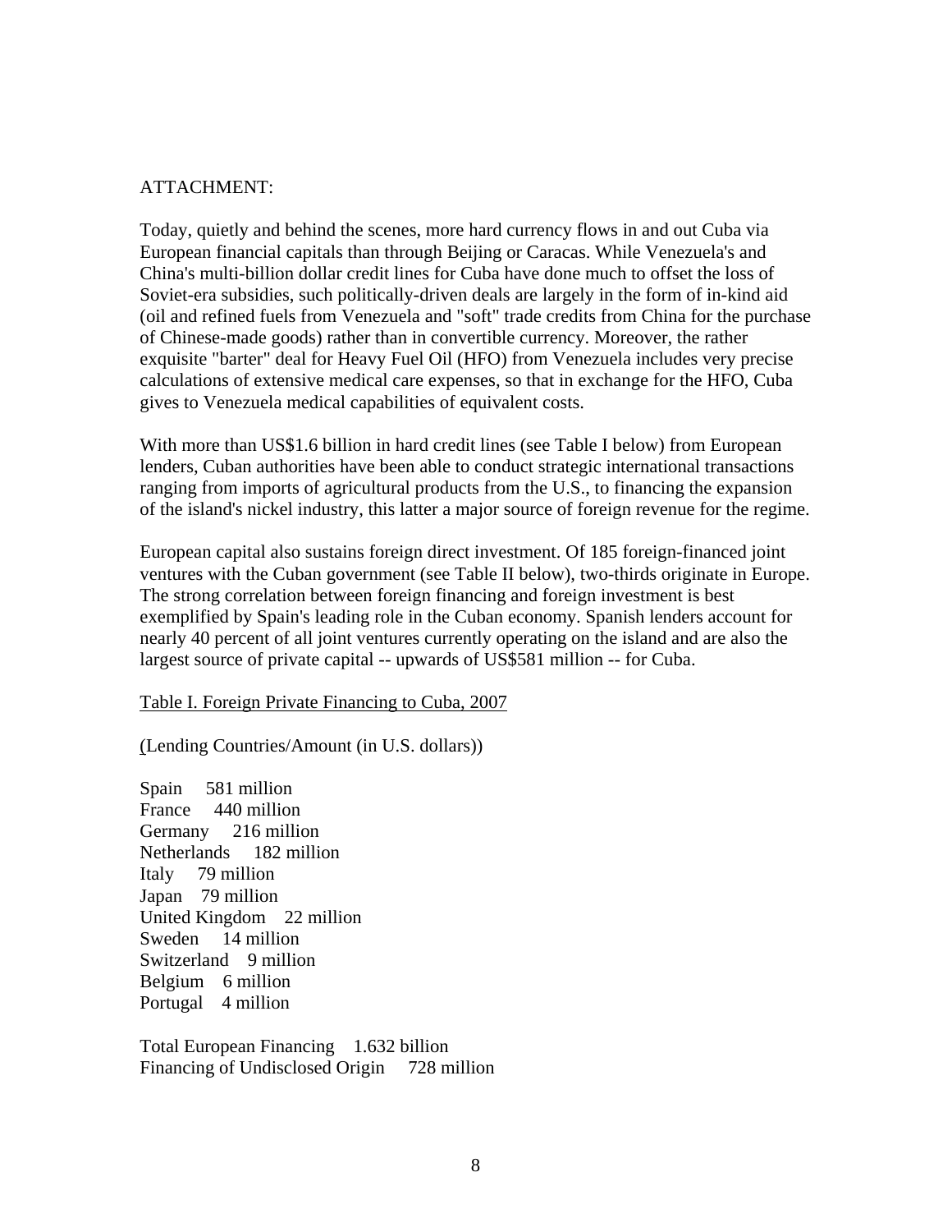ATTACHMENT:

Today, quietly and behind the scenes, more hard currency flows in and out Cuba via European financial capitals than through Beijing or Caracas. While Venezuela's and China's multi-billion dollar credit lines for Cuba have done much to offset the loss of Soviet-era subsidies, such politically-driven deals are largely in the form of in-kind aid (oil and refined fuels from Venezuela and "soft" trade credits from China for the purchase of Chinese-made goods) rather than in convertible currency. Moreover, the rather exquisite "barter" deal for Heavy Fuel Oil (HFO) from Venezuela includes very precise calculations of extensive medical care expenses, so that in exchange for the HFO, Cuba gives to Venezuela medical capabilities of equivalent costs.

With more than US$1.6 billion in hard credit lines (see Table I below) from European lenders, Cuban authorities have been able to conduct strategic international transactions ranging from imports of agricultural products from the U.S., to financing the expansion of the island's nickel industry, this latter a major source of foreign revenue for the regime.

European capital also sustains foreign direct investment. Of 185 foreign-financed joint ventures with the Cuban government (see Table II below), two-thirds originate in Europe. The strong correlation between foreign financing and foreign investment is best exemplified by Spain's leading role in the Cuban economy. Spanish lenders account for nearly 40 percent of all joint ventures currently operating on the island and are also the largest source of private capital -- upwards of US$581 million -- for Cuba.

Table I. Foreign Private Financing to Cuba, 2007

(Lending Countries/Amount (in U.S. dollars))

| Lending Country | Amount |
|---|---|
| Spain | 581 million |
| France | 440 million |
| Germany | 216 million |
| Netherlands | 182 million |
| Italy | 79 million |
| Japan | 79 million |
| United Kingdom | 22 million |
| Sweden | 14 million |
| Switzerland | 9 million |
| Belgium | 6 million |
| Portugal | 4 million |
| Total European Financing | 1.632 billion |
| Financing of Undisclosed Origin | 728 million |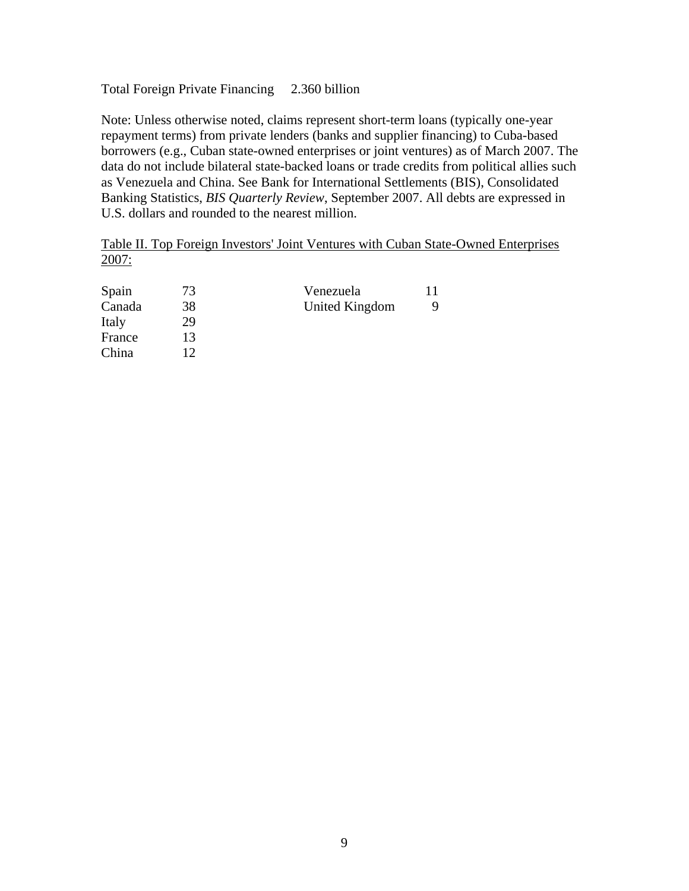Total Foreign Private Financing 2.360 billion

Note: Unless otherwise noted, claims represent short-term loans (typically one-year repayment terms) from private lenders (banks and supplier financing) to Cuba-based borrowers (e.g., Cuban state-owned enterprises or joint ventures) as of March 2007. The data do not include bilateral state-backed loans or trade credits from political allies such as Venezuela and China. See Bank for International Settlements (BIS), Consolidated Banking Statistics, *BIS Quarterly Review*, September 2007. All debts are expressed in U.S. dollars and rounded to the nearest million.

Table II. Top Foreign Investors' Joint Ventures with Cuban State-Owned Enterprises 2007:

| | | | |
|---|---|---|---|
| Spain | 73 | Venezuela | 11 |
| Canada | 38 | United Kingdom | 9 |
| Italy | 29 | | |
| France | 13 | | |
| China | 12 | | |